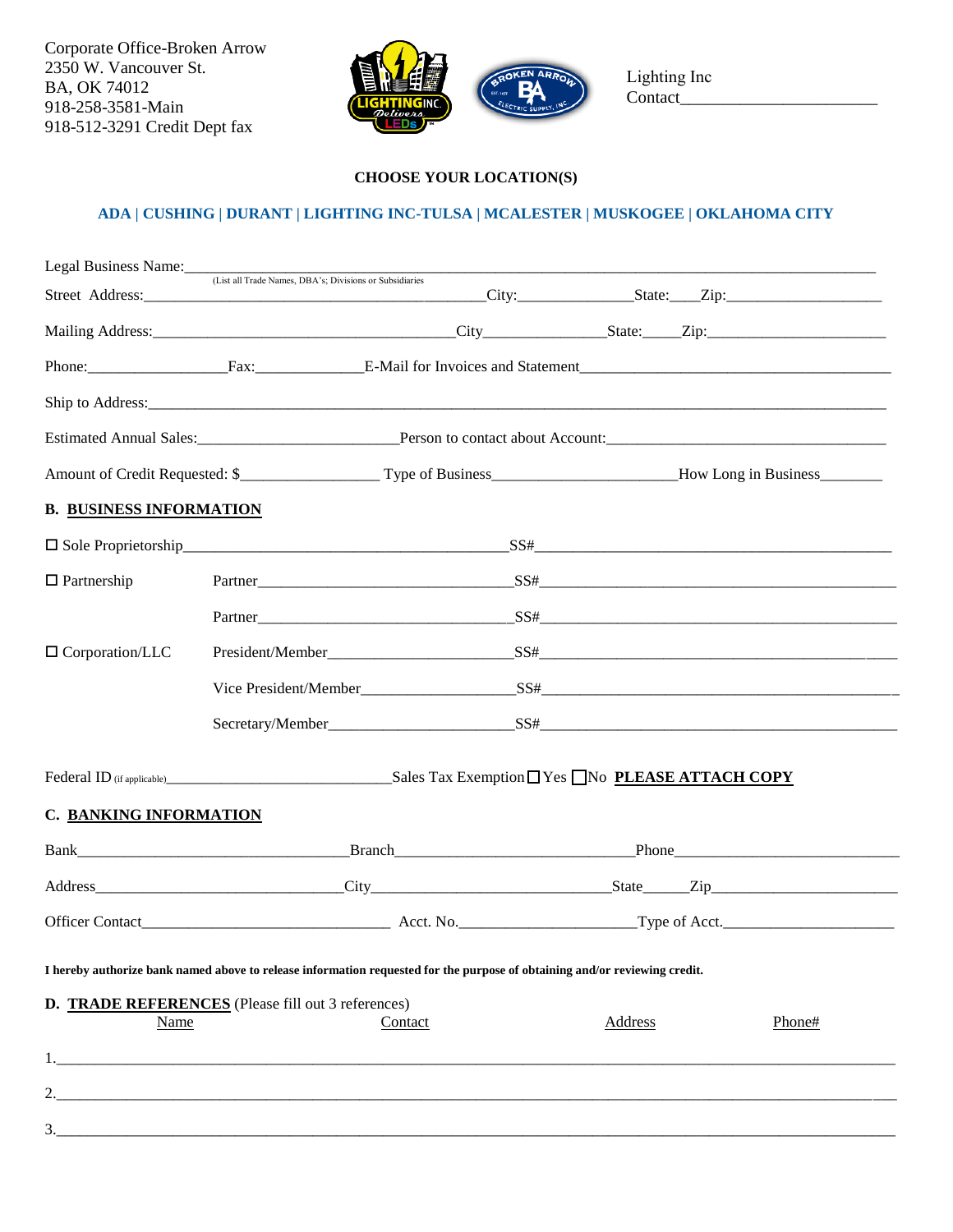Corporate Office-Broken Arrow
2350 W. Vancouver St.
BA, OK 74012
918-258-3581-Main
918-512-3291 Credit Dept fax

Lighting Inc
Contact______________________

**CHOOSE YOUR LOCATION(S)**

**ADA | CUSHING | DURANT | LIGHTING INC-TULSA | MCALESTER | MUSKOGEE | OKLAHOMA CITY**

Legal Business Name:______________________________________________________________
(List all Trade Names, DBA's; Divisions or Subsidiaries

Street Address:_______________________________________City:______________State:____Zip:___________________

Mailing Address:____________________________________City______________State:_____Zip:______________________

Phone:_________________Fax:_____________E-Mail for Invoices and Statement_____________________________________

Ship to Address:_____________________________________________________________________________________

Estimated Annual Sales:________________________Person to contact about Account:__________________________________

Amount of Credit Requested: $________________ Type of Business______________________How Long in Business________

## B. BUSINESS INFORMATION

☐ Sole Proprietorship________________________________________SS#___________________________________________

☐ Partnership Partner_______________________________SS#___________________________________________

Partner_______________________________SS#___________________________________________

☐ Corporation/LLC President/Member______________________SS#___________________________________________

Vice President/Member__________________SS#___________________________________________

Secretary/Member______________________SS#___________________________________________

Federal ID (if applicable)____________________________Sales Tax Exemption ☐ Yes ☐ No **PLEASE ATTACH COPY**

## C. BANKING INFORMATION

Bank_________________________________Branch____________________________Phone___________________________

Address______________________________City____________________________State______Zip______________________

Officer Contact_____________________________ Acct. No.____________________Type of Acct.____________________

**I hereby authorize bank named above to release information requested for the purpose of obtaining and/or reviewing credit.**

## D. TRADE REFERENCES (Please fill out 3 references)

| Name | Contact | Address | Phone# |
|---|---|---|---|
| 1. | | | |
| 2. | | | |
| 3. | | | |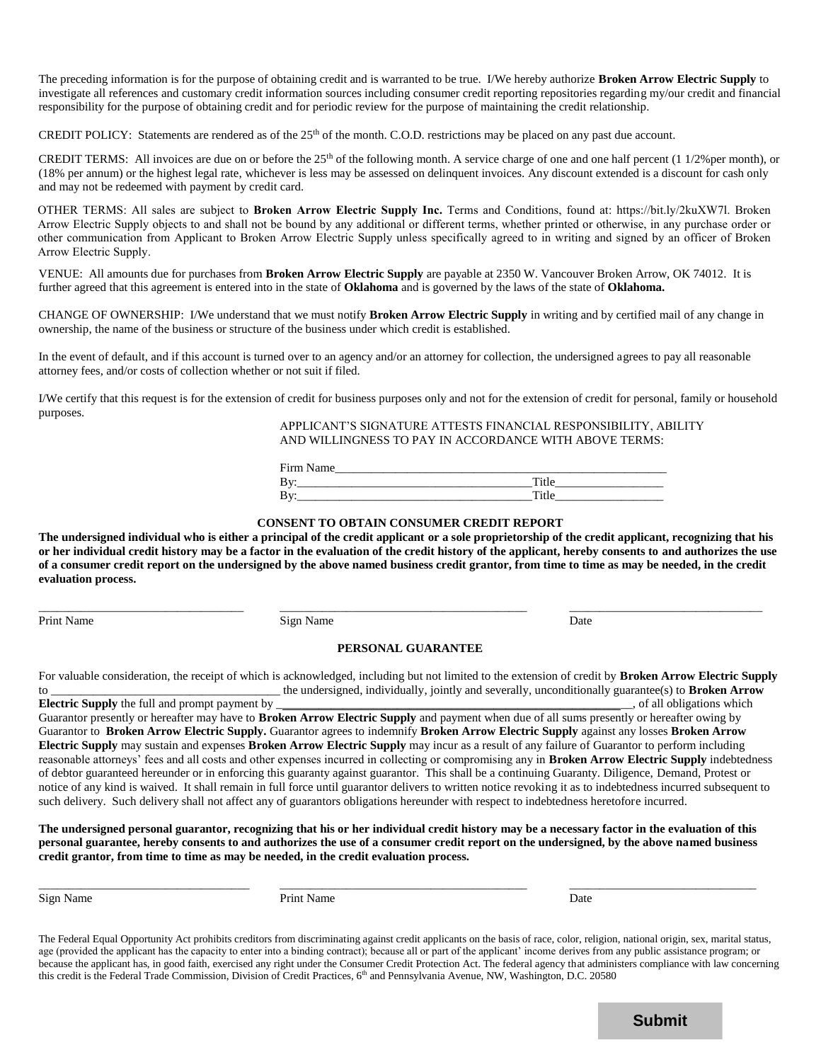The preceding information is for the purpose of obtaining credit and is warranted to be true. I/We hereby authorize **Broken Arrow Electric Supply** to investigate all references and customary credit information sources including consumer credit reporting repositories regarding my/our credit and financial responsibility for the purpose of obtaining credit and for periodic review for the purpose of maintaining the credit relationship.

CREDIT POLICY: Statements are rendered as of the 25th of the month. C.O.D. restrictions may be placed on any past due account.

CREDIT TERMS: All invoices are due on or before the 25th of the following month. A service charge of one and one half percent (1 1/2%per month), or (18% per annum) or the highest legal rate, whichever is less may be assessed on delinquent invoices. Any discount extended is a discount for cash only and may not be redeemed with payment by credit card.

OTHER TERMS: All sales are subject to **Broken Arrow Electric Supply Inc.** Terms and Conditions, found at: https://bit.ly/2kuXW7l. Broken Arrow Electric Supply objects to and shall not be bound by any additional or different terms, whether printed or otherwise, in any purchase order or other communication from Applicant to Broken Arrow Electric Supply unless specifically agreed to in writing and signed by an officer of Broken Arrow Electric Supply.

VENUE: All amounts due for purchases from **Broken Arrow Electric Supply** are payable at 2350 W. Vancouver Broken Arrow, OK 74012. It is further agreed that this agreement is entered into in the state of **Oklahoma** and is governed by the laws of the state of **Oklahoma.**

CHANGE OF OWNERSHIP: I/We understand that we must notify **Broken Arrow Electric Supply** in writing and by certified mail of any change in ownership, the name of the business or structure of the business under which credit is established.

In the event of default, and if this account is turned over to an agency and/or an attorney for collection, the undersigned agrees to pay all reasonable attorney fees, and/or costs of collection whether or not suit if filed.

I/We certify that this request is for the extension of credit for business purposes only and not for the extension of credit for personal, family or household purposes.

APPLICANT'S SIGNATURE ATTESTS FINANCIAL RESPONSIBILITY, ABILITY AND WILLINGNESS TO PAY IN ACCORDANCE WITH ABOVE TERMS:

Firm Name_______________________________________________

By:_________________________________Title________________

By:_________________________________Title________________

## CONSENT TO OBTAIN CONSUMER CREDIT REPORT

**The undersigned individual who is either a principal of the credit applicant or a sole proprietorship of the credit applicant, recognizing that his or her individual credit history may be a factor in the evaluation of the credit history of the applicant, hereby consents to and authorizes the use of a consumer credit report on the undersigned by the above named business credit grantor, from time to time as may be needed, in the credit evaluation process.**

_______________________ _______________________ _______________________

Print Name Sign Name Date

## PERSONAL GUARANTEE

For valuable consideration, the receipt of which is acknowledged, including but not limited to the extension of credit by **Broken Arrow Electric Supply** to ________________________________ the undersigned, individually, jointly and severally, unconditionally guarantee(s) to **Broken Arrow Electric Supply** the full and prompt payment by ______________________________________________, of all obligations which Guarantor presently or hereafter may have to **Broken Arrow Electric Supply** and payment when due of all sums presently or hereafter owing by Guarantor to **Broken Arrow Electric Supply.** Guarantor agrees to indemnify **Broken Arrow Electric Supply** against any losses **Broken Arrow Electric Supply** may sustain and expenses **Broken Arrow Electric Supply** may incur as a result of any failure of Guarantor to perform including reasonable attorneys' fees and all costs and other expenses incurred in collecting or compromising any in **Broken Arrow Electric Supply** indebtedness of debtor guaranteed hereunder or in enforcing this guaranty against guarantor. This shall be a continuing Guaranty. Diligence, Demand, Protest or notice of any kind is waived. It shall remain in full force until guarantor delivers to written notice revoking it as to indebtedness incurred subsequent to such delivery. Such delivery shall not affect any of guarantors obligations hereunder with respect to indebtedness heretofore incurred.

**The undersigned personal guarantor, recognizing that his or her individual credit history may be a necessary factor in the evaluation of this personal guarantee, hereby consents to and authorizes the use of a consumer credit report on the undersigned, by the above named business credit grantor, from time to time as may be needed, in the credit evaluation process.**

_______________________ _______________________ _______________________

Sign Name Print Name Date

The Federal Equal Opportunity Act prohibits creditors from discriminating against credit applicants on the basis of race, color, religion, national origin, sex, marital status, age (provided the applicant has the capacity to enter into a binding contract); because all or part of the applicant' income derives from any public assistance program; or because the applicant has, in good faith, exercised any right under the Consumer Credit Protection Act. The federal agency that administers compliance with law concerning this credit is the Federal Trade Commission, Division of Credit Practices, 6th and Pennsylvania Avenue, NW, Washington, D.C. 20580

Submit